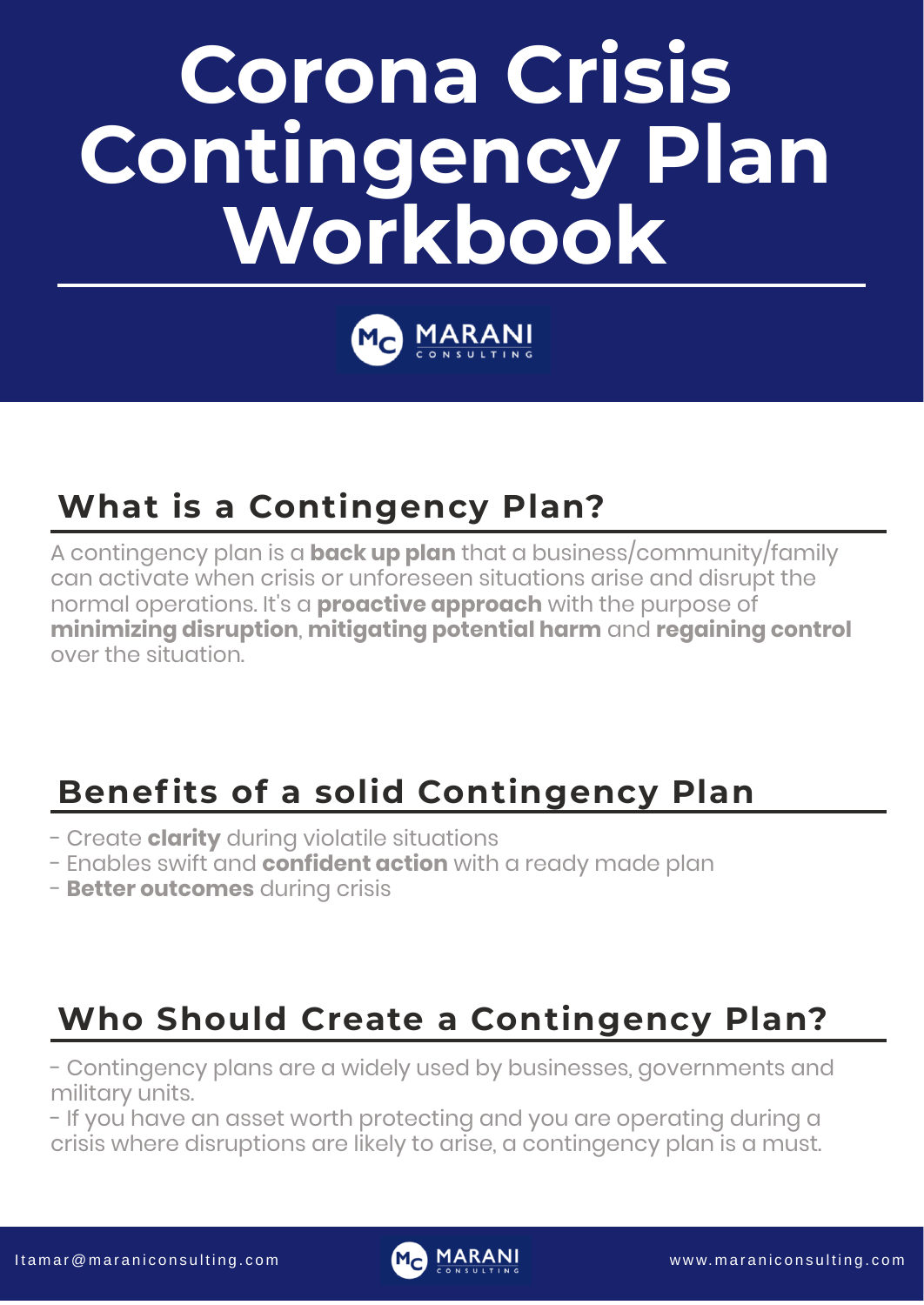# Corona Crisis Contingency Plan Workbook

MARANI CONSULTING

## What is a Contingency Plan?

A contingency plan is a **back up plan** that a business/community/family can activate when crisis or unforeseen situations arise and disrupt the normal operations. It's a **proactive approach** with the purpose of **minimizing disruption**, **mitigating potential harm** and **regaining control** over the situation.

## Benefits of a solid Contingency Plan

- Create **clarity** during violatile situations
- Enables swift and **confident action** with a ready made plan
- **Better outcomes** during crisis

## Who Should Create a Contingency Plan?

- Contingency plans are a widely used by businesses, governments and military units.
- If you have an asset worth protecting and you are operating during a crisis where disruptions are likely to arise, a contingency plan is a must.

Itamar@maraniconsulting.com | MARANI CONSULTING | www.maraniconsulting.com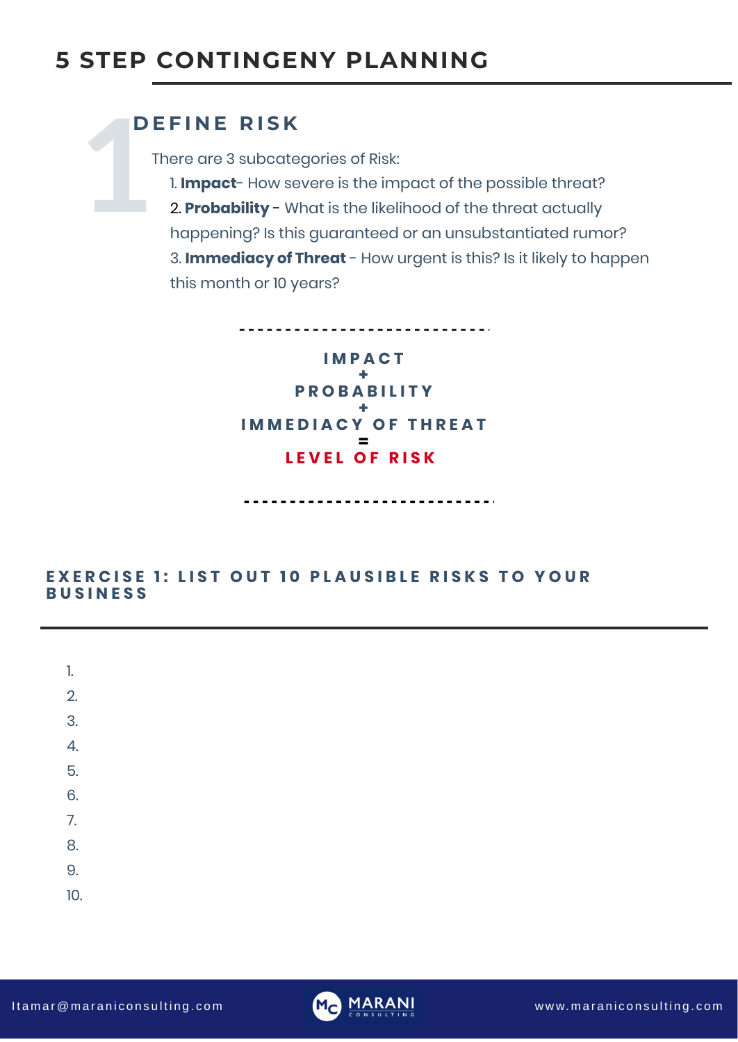# 5 STEP CONTINGENY PLANNING

## 1 DEFINE RISK

There are 3 subcategories of Risk:

1. **Impact**- How severe is the impact of the possible threat?
2. **Probability** - What is the likelihood of the threat actually happening? Is this guaranteed or an unsubstantiated rumor?
3. **Immediacy of Threat** - How urgent is this? Is it likely to happen this month or 10 years?

---

**IMPACT**
**+**
**PROBABILITY**
**+**
**IMMEDIACY OF THREAT**
**=**
**LEVEL OF RISK**

---

### EXERCISE 1: LIST OUT 10 PLAUSIBLE RISKS TO YOUR BUSINESS

1.
2.
3.
4.
5.
6.
7.
8.
9.
10.

Itamar@maraniconsulting.com

MARANI CONSULTING

www.maraniconsulting.com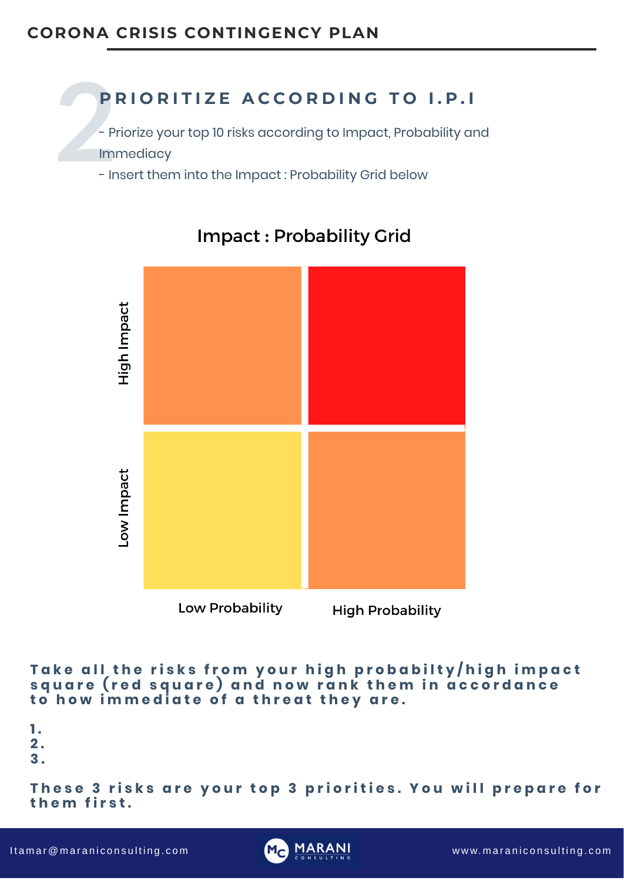## 2 PRIORITIZE ACCORDING TO I.P.I

- Priorize your top 10 risks according to Impact, Probability and Immediacy
- Insert them into the Impact : Probability Grid below

### Impact : Probability Grid

| | Low Probability | High Probability |
| --- | --- | --- |
| **High Impact** | | |
| **Low Impact** | | |

**Take all the risks from your high probabilty/high impact square (red square) and now rank them in accordance to how immediate of a threat they are.**

**1.**
**2.**
**3.**

**These 3 risks are your top 3 priorities. You will prepare for them first.**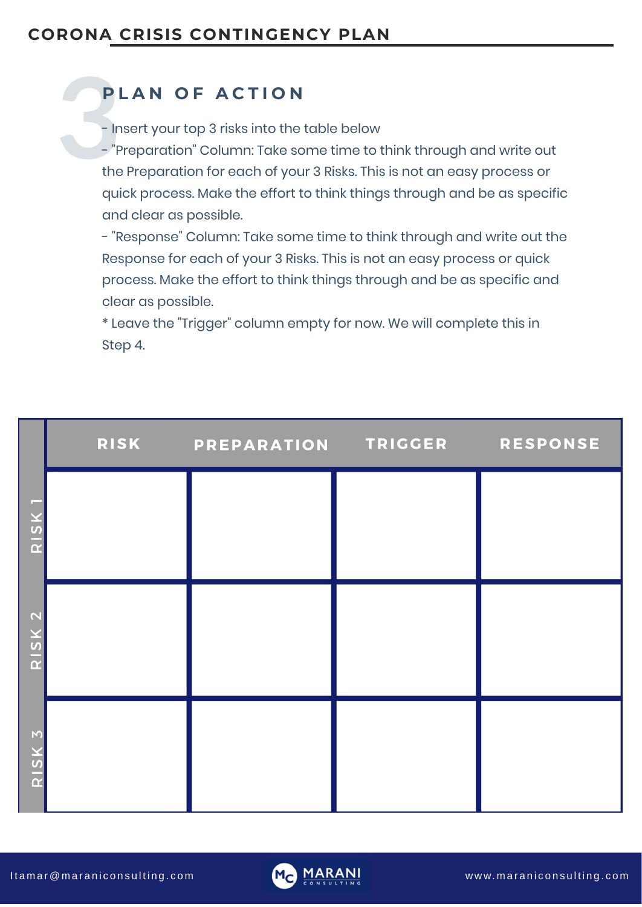## 3 PLAN OF ACTION

- Insert your top 3 risks into the table below
- "Preparation" Column: Take some time to think through and write out the Preparation for each of your 3 Risks. This is not an easy process or quick process. Make the effort to think things through and be as specific and clear as possible.
- "Response" Column: Take some time to think through and write out the Response for each of your 3 Risks. This is not an easy process or quick process. Make the effort to think things through and be as specific and clear as possible.

* Leave the "Trigger" column empty for now. We will complete this in Step 4.

| | RISK | PREPARATION | TRIGGER | RESPONSE |
|---|---|---|---|---|
| RISK 1 | | | | |
| RISK 2 | | | | |
| RISK 3 | | | | |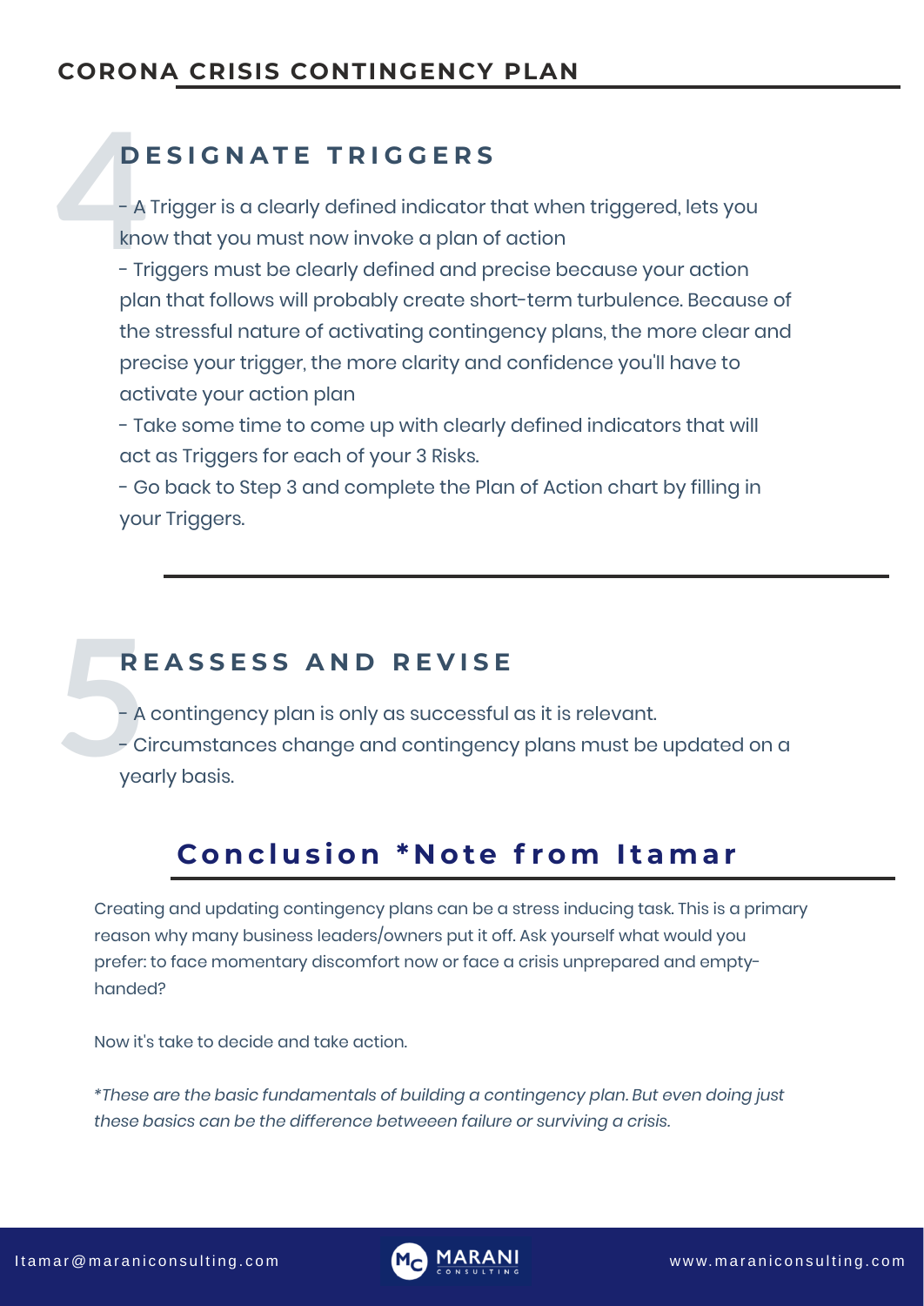## 4 DESIGNATE TRIGGERS

- A Trigger is a clearly defined indicator that when triggered, lets you know that you must now invoke a plan of action
- Triggers must be clearly defined and precise because your action plan that follows will probably create short-term turbulence. Because of the stressful nature of activating contingency plans, the more clear and precise your trigger, the more clarity and confidence you'll have to activate your action plan
- Take some time to come up with clearly defined indicators that will act as Triggers for each of your 3 Risks.
- Go back to Step 3 and complete the Plan of Action chart by filling in your Triggers.

## 5 REASSESS AND REVISE

- A contingency plan is only as successful as it is relevant.
- Circumstances change and contingency plans must be updated on a yearly basis.

## Conclusion *Note from Itamar

Creating and updating contingency plans can be a stress inducing task. This is a primary reason why many business leaders/owners put it off. Ask yourself what would you prefer: to face momentary discomfort now or face a crisis unprepared and empty-handed?

Now it's take to decide and take action.

*These are the basic fundamentals of building a contingency plan. But even doing just these basics can be the difference betweeen failure or surviving a crisis.*

Itamar@maraniconsulting.com

MARANI CONSULTING

www.maraniconsulting.com